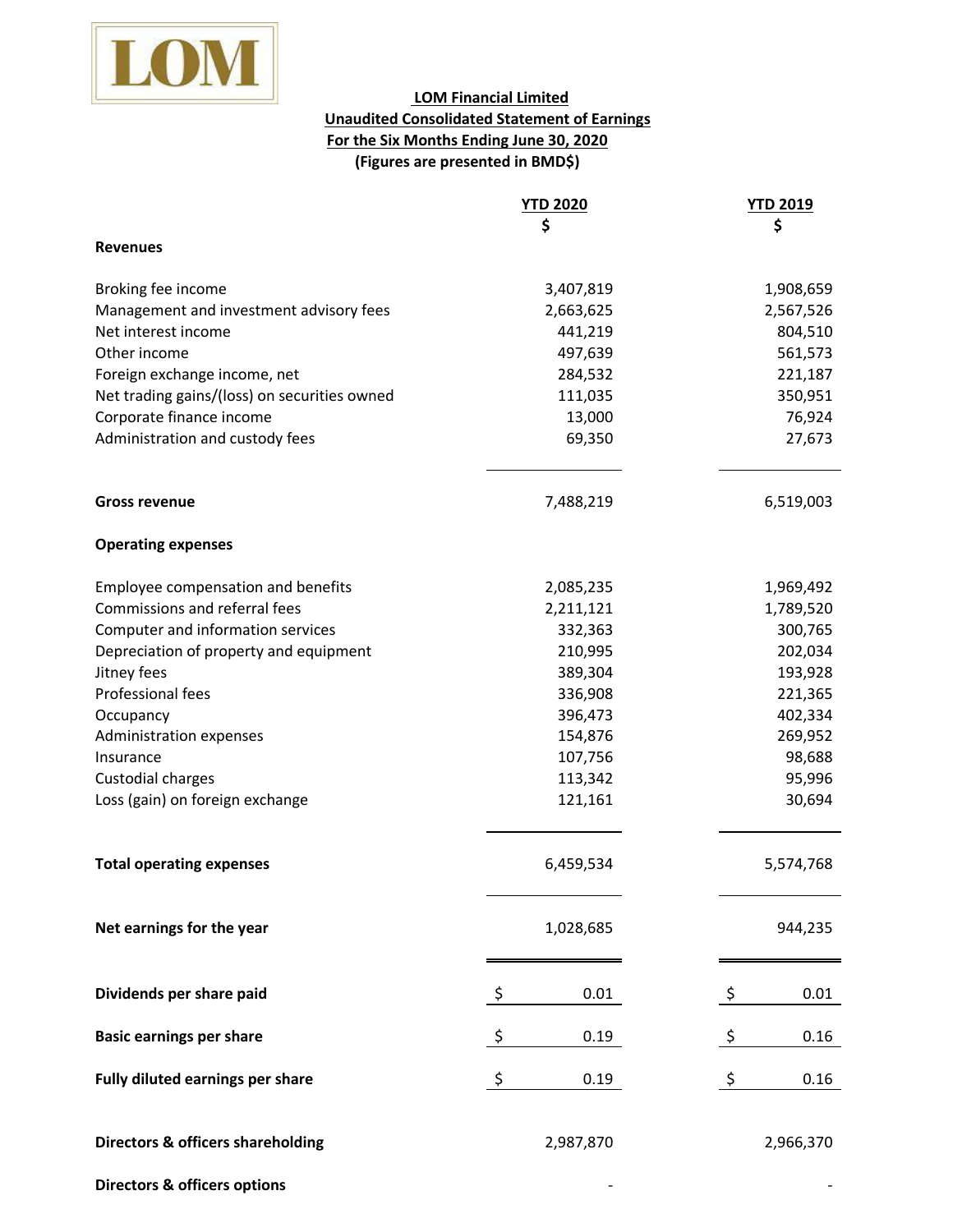LOM

**LOM Financial Limited**
**Unaudited Consolidated Statement of Earnings**
**For the Six Months Ending June 30, 2020**
**(Figures are presented in BMD$)**

| | YTD 2020<br>$ | YTD 2019<br>$ |
|---|---|---|
| **Revenues** | | |
| Broking fee income | 3,407,819 | 1,908,659 |
| Management and investment advisory fees | 2,663,625 | 2,567,526 |
| Net interest income | 441,219 | 804,510 |
| Other income | 497,639 | 561,573 |
| Foreign exchange income, net | 284,532 | 221,187 |
| Net trading gains/(loss) on securities owned | 111,035 | 350,951 |
| Corporate finance income | 13,000 | 76,924 |
| Administration and custody fees | 69,350 | 27,673 |
| **Gross revenue** | 7,488,219 | 6,519,003 |
| **Operating expenses** | | |
| Employee compensation and benefits | 2,085,235 | 1,969,492 |
| Commissions and referral fees | 2,211,121 | 1,789,520 |
| Computer and information services | 332,363 | 300,765 |
| Depreciation of property and equipment | 210,995 | 202,034 |
| Jitney fees | 389,304 | 193,928 |
| Professional fees | 336,908 | 221,365 |
| Occupancy | 396,473 | 402,334 |
| Administration expenses | 154,876 | 269,952 |
| Insurance | 107,756 | 98,688 |
| Custodial charges | 113,342 | 95,996 |
| Loss (gain) on foreign exchange | 121,161 | 30,694 |
| **Total operating expenses** | 6,459,534 | 5,574,768 |
| **Net earnings for the year** | 1,028,685 | 944,235 |
| **Dividends per share paid** | $ 0.01 | $ 0.01 |
| **Basic earnings per share** | $ 0.19 | $ 0.16 |
| **Fully diluted earnings per share** | $ 0.19 | $ 0.16 |
| **Directors & officers shareholding** | 2,987,870 | 2,966,370 |
| **Directors & officers options** | - | - |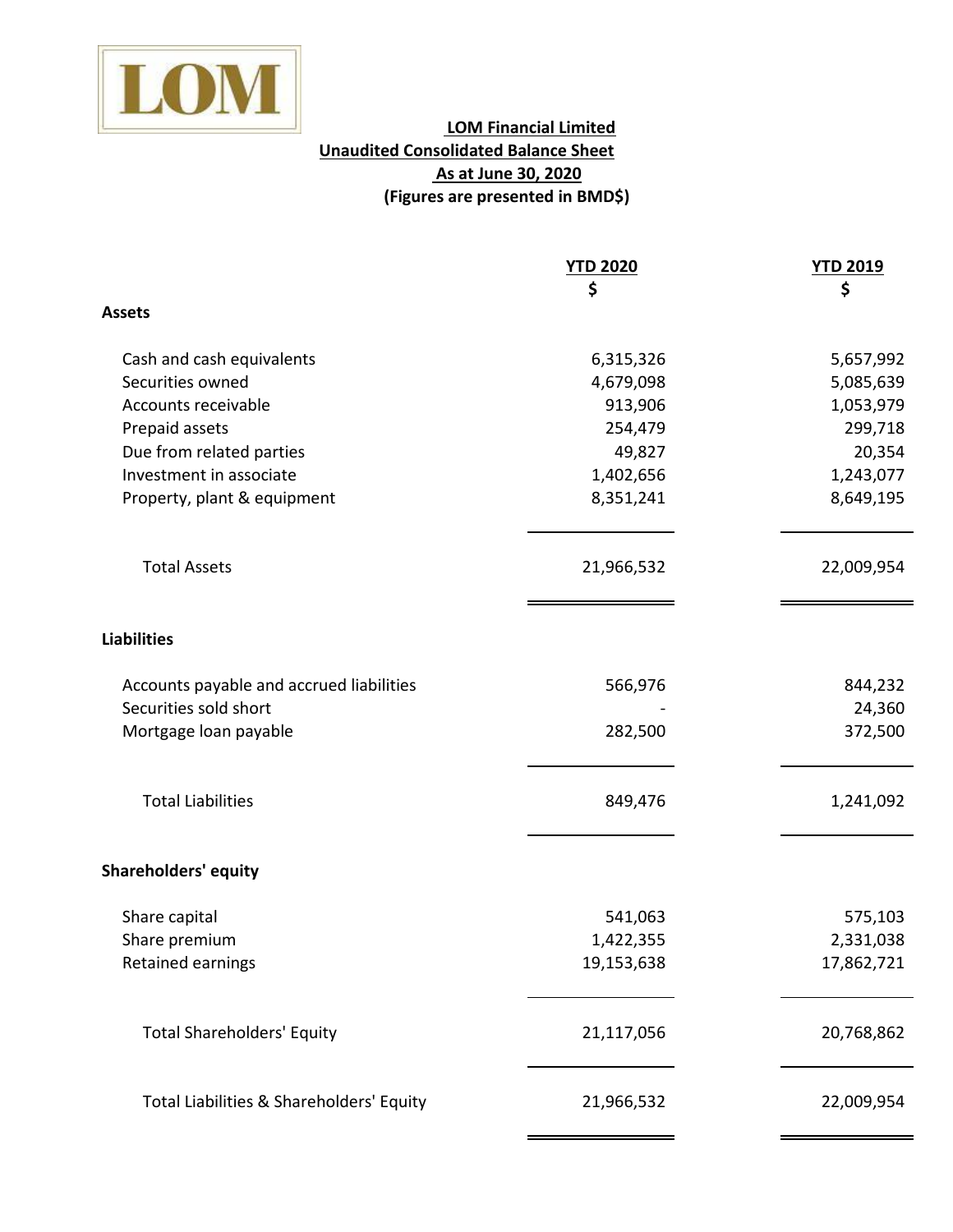LOM

**LOM Financial Limited**
**Unaudited Consolidated Balance Sheet**
**As at June 30, 2020**
**(Figures are presented in BMD$)**

| | YTD 2020 | YTD 2019 |
|---|---|---|
| | $ | $ |
| **Assets** | | |
| Cash and cash equivalents | 6,315,326 | 5,657,992 |
| Securities owned | 4,679,098 | 5,085,639 |
| Accounts receivable | 913,906 | 1,053,979 |
| Prepaid assets | 254,479 | 299,718 |
| Due from related parties | 49,827 | 20,354 |
| Investment in associate | 1,402,656 | 1,243,077 |
| Property, plant & equipment | 8,351,241 | 8,649,195 |
| Total Assets | 21,966,532 | 22,009,954 |
| **Liabilities** | | |
| Accounts payable and accrued liabilities | 566,976 | 844,232 |
| Securities sold short | - | 24,360 |
| Mortgage loan payable | 282,500 | 372,500 |
| Total Liabilities | 849,476 | 1,241,092 |
| **Shareholders' equity** | | |
| Share capital | 541,063 | 575,103 |
| Share premium | 1,422,355 | 2,331,038 |
| Retained earnings | 19,153,638 | 17,862,721 |
| Total Shareholders' Equity | 21,117,056 | 20,768,862 |
| Total Liabilities & Shareholders' Equity | 21,966,532 | 22,009,954 |